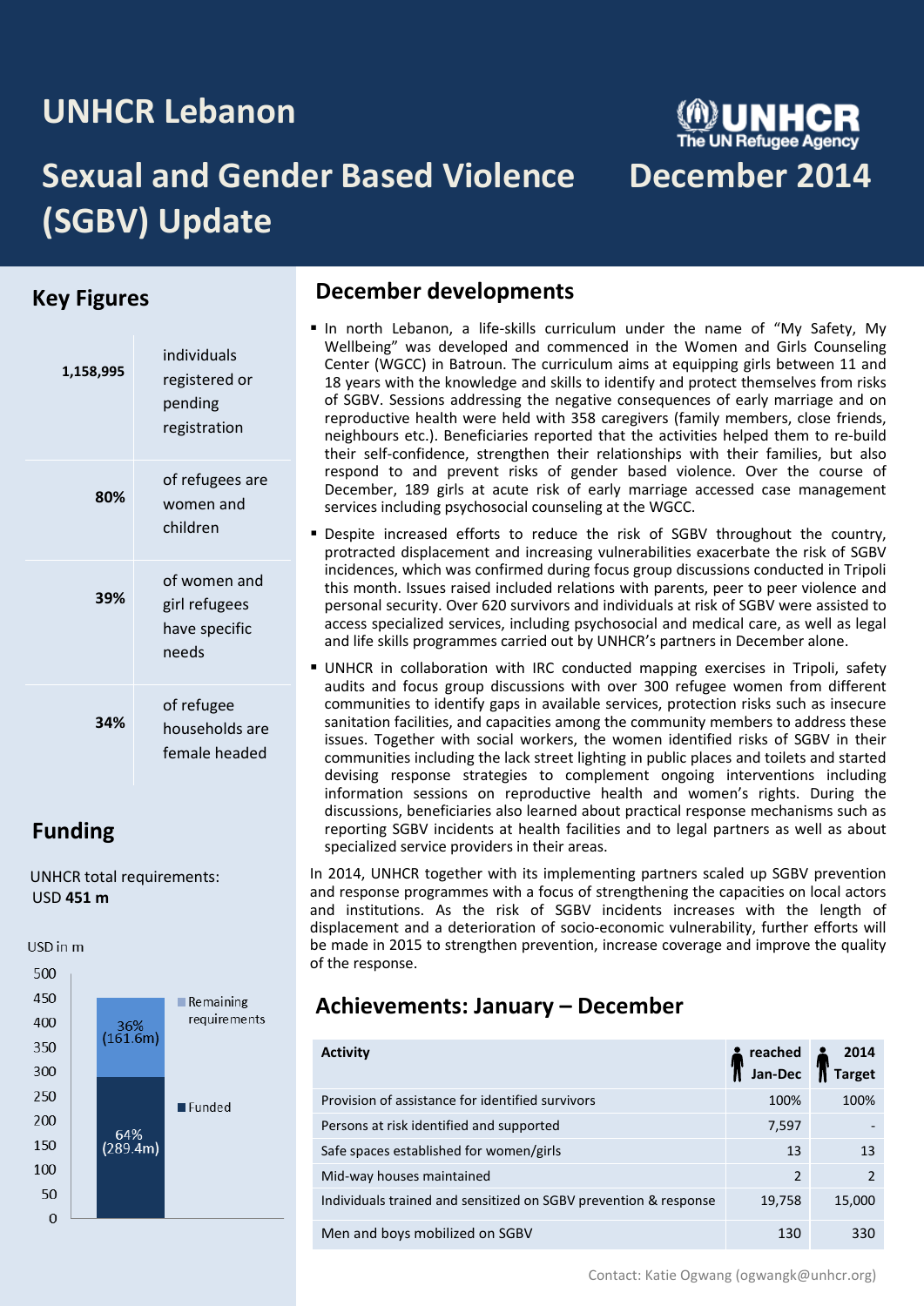# UNHCR Lebanon

# Sexual and Gender Based Violence (SGBV) Update

# December 2014

## Key Figures

| | |
|---|---|
| **1,158,995** | individuals registered or pending registration |
| **80%** | of refugees are women and children |
| **39%** | of women and girl refugees have specific needs |
| **34%** | of refugee households are female headed |

## Funding

UNHCR total requirements:
USD **451 m**

USD in m

| | USD in m |
|---|---|
| Remaining requirements | 36% (161.6m) |
| Funded | 64% (289.4m) |

## December developments

- In north Lebanon, a life-skills curriculum under the name of "My Safety, My Wellbeing" was developed and commenced in the Women and Girls Counseling Center (WGCC) in Batroun. The curriculum aims at equipping girls between 11 and 18 years with the knowledge and skills to identify and protect themselves from risks of SGBV. Sessions addressing the negative consequences of early marriage and on reproductive health were held with 358 caregivers (family members, close friends, neighbours etc.). Beneficiaries reported that the activities helped them to re-build their self-confidence, strengthen their relationships with their families, but also respond to and prevent risks of gender based violence. Over the course of December, 189 girls at acute risk of early marriage accessed case management services including psychosocial counseling at the WGCC.
- Despite increased efforts to reduce the risk of SGBV throughout the country, protracted displacement and increasing vulnerabilities exacerbate the risk of SGBV incidences, which was confirmed during focus group discussions conducted in Tripoli this month. Issues raised included relations with parents, peer to peer violence and personal security. Over 620 survivors and individuals at risk of SGBV were assisted to access specialized services, including psychosocial and medical care, as well as legal and life skills programmes carried out by UNHCR's partners in December alone.
- UNHCR in collaboration with IRC conducted mapping exercises in Tripoli, safety audits and focus group discussions with over 300 refugee women from different communities to identify gaps in available services, protection risks such as insecure sanitation facilities, and capacities among the community members to address these issues. Together with social workers, the women identified risks of SGBV in their communities including the lack street lighting in public places and toilets and started devising response strategies to complement ongoing interventions including information sessions on reproductive health and women's rights. During the discussions, beneficiaries also learned about practical response mechanisms such as reporting SGBV incidents at health facilities and to legal partners as well as about specialized service providers in their areas.

In 2014, UNHCR together with its implementing partners scaled up SGBV prevention and response programmes with a focus of strengthening the capacities on local actors and institutions. As the risk of SGBV incidents increases with the length of displacement and a deterioration of socio-economic vulnerability, further efforts will be made in 2015 to strengthen prevention, increase coverage and improve the quality of the response.

## Achievements: January – December

| Activity | reached Jan-Dec | 2014 Target |
|---|---|---|
| Provision of assistance for identified survivors | 100% | 100% |
| Persons at risk identified and supported | 7,597 | - |
| Safe spaces established for women/girls | 13 | 13 |
| Mid-way houses maintained | 2 | 2 |
| Individuals trained and sensitized on SGBV prevention & response | 19,758 | 15,000 |
| Men and boys mobilized on SGBV | 130 | 330 |

Contact: Katie Ogwang (ogwangk@unhcr.org)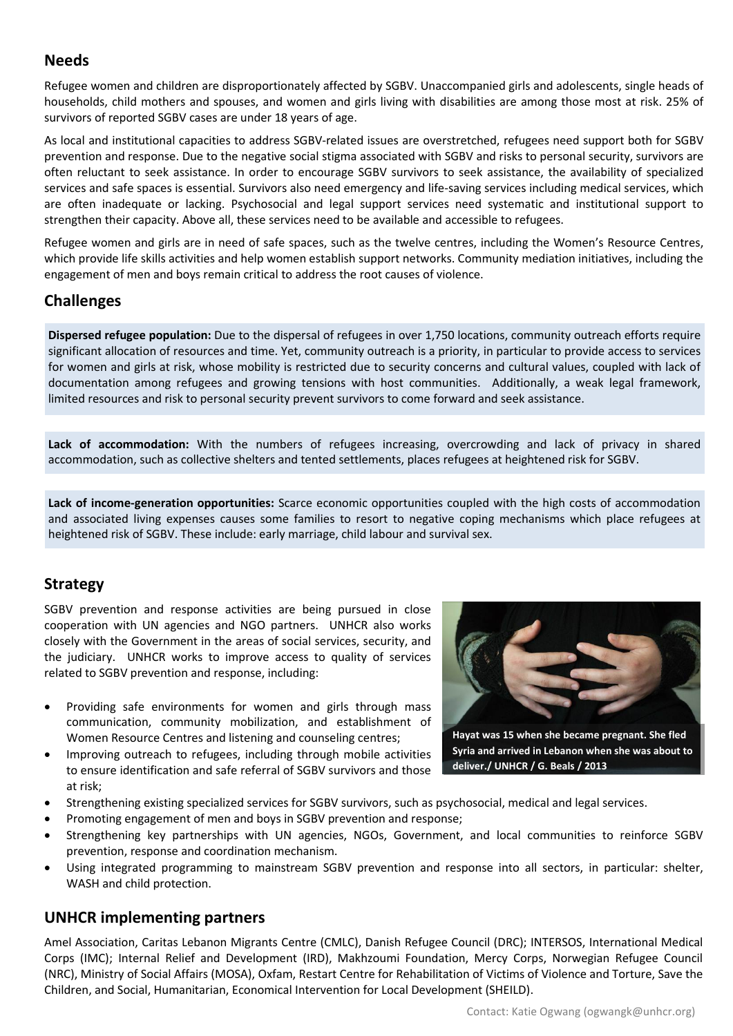## Needs

Refugee women and children are disproportionately affected by SGBV. Unaccompanied girls and adolescents, single heads of households, child mothers and spouses, and women and girls living with disabilities are among those most at risk. 25% of survivors of reported SGBV cases are under 18 years of age.

As local and institutional capacities to address SGBV-related issues are overstretched, refugees need support both for SGBV prevention and response. Due to the negative social stigma associated with SGBV and risks to personal security, survivors are often reluctant to seek assistance. In order to encourage SGBV survivors to seek assistance, the availability of specialized services and safe spaces is essential. Survivors also need emergency and life-saving services including medical services, which are often inadequate or lacking. Psychosocial and legal support services need systematic and institutional support to strengthen their capacity. Above all, these services need to be available and accessible to refugees.

Refugee women and girls are in need of safe spaces, such as the twelve centres, including the Women's Resource Centres, which provide life skills activities and help women establish support networks. Community mediation initiatives, including the engagement of men and boys remain critical to address the root causes of violence.

## Challenges

**Dispersed refugee population:** Due to the dispersal of refugees in over 1,750 locations, community outreach efforts require significant allocation of resources and time. Yet, community outreach is a priority, in particular to provide access to services for women and girls at risk, whose mobility is restricted due to security concerns and cultural values, coupled with lack of documentation among refugees and growing tensions with host communities. Additionally, a weak legal framework, limited resources and risk to personal security prevent survivors to come forward and seek assistance.

**Lack of accommodation:** With the numbers of refugees increasing, overcrowding and lack of privacy in shared accommodation, such as collective shelters and tented settlements, places refugees at heightened risk for SGBV.

**Lack of income-generation opportunities:** Scarce economic opportunities coupled with the high costs of accommodation and associated living expenses causes some families to resort to negative coping mechanisms which place refugees at heightened risk of SGBV. These include: early marriage, child labour and survival sex.

## Strategy

SGBV prevention and response activities are being pursued in close cooperation with UN agencies and NGO partners. UNHCR also works closely with the Government in the areas of social services, security, and the judiciary. UNHCR works to improve access to quality of services related to SGBV prevention and response, including:

- Providing safe environments for women and girls through mass communication, community mobilization, and establishment of Women Resource Centres and listening and counseling centres;
- Improving outreach to refugees, including through mobile activities to ensure identification and safe referral of SGBV survivors and those at risk;
- Strengthening existing specialized services for SGBV survivors, such as psychosocial, medical and legal services.
- Promoting engagement of men and boys in SGBV prevention and response;
- Strengthening key partnerships with UN agencies, NGOs, Government, and local communities to reinforce SGBV prevention, response and coordination mechanism.
- Using integrated programming to mainstream SGBV prevention and response into all sectors, in particular: shelter, WASH and child protection.

**Hayat was 15 when she became pregnant. She fled Syria and arrived in Lebanon when she was about to deliver./ UNHCR / G. Beals / 2013**

## UNHCR implementing partners

Amel Association, Caritas Lebanon Migrants Centre (CMLC), Danish Refugee Council (DRC); INTERSOS, International Medical Corps (IMC); Internal Relief and Development (IRD), Makhzoumi Foundation, Mercy Corps, Norwegian Refugee Council (NRC), Ministry of Social Affairs (MOSA), Oxfam, Restart Centre for Rehabilitation of Victims of Violence and Torture, Save the Children, and Social, Humanitarian, Economical Intervention for Local Development (SHEILD).

Contact: Katie Ogwang (ogwangk@unhcr.org)